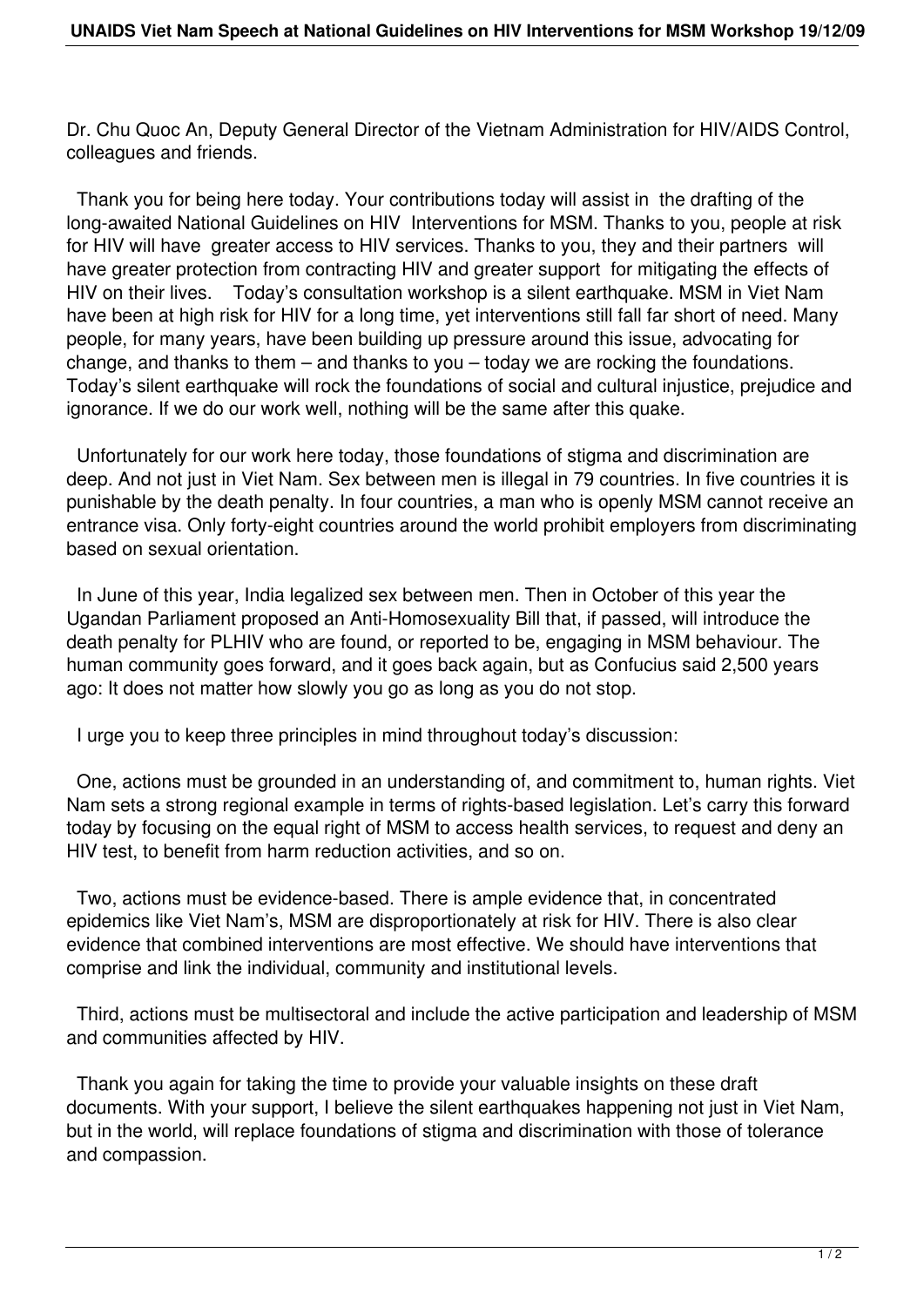Dr. Chu Quoc An, Deputy General Director of the Vietnam Administration for HIV/AIDS Control, colleagues and friends.

Thank you for being here today. Your contributions today will assist in the drafting of the long-awaited National Guidelines on HIV Interventions for MSM. Thanks to you, people at risk for HIV will have greater access to HIV services. Thanks to you, they and their partners will have greater protection from contracting HIV and greater support for mitigating the effects of HIV on their lives. Today's consultation workshop is a silent earthquake. MSM in Viet Nam have been at high risk for HIV for a long time, yet interventions still fall far short of need. Many people, for many years, have been building up pressure around this issue, advocating for change, and thanks to them – and thanks to you – today we are rocking the foundations. Today's silent earthquake will rock the foundations of social and cultural injustice, prejudice and ignorance. If we do our work well, nothing will be the same after this quake.

Unfortunately for our work here today, those foundations of stigma and discrimination are deep. And not just in Viet Nam. Sex between men is illegal in 79 countries. In five countries it is punishable by the death penalty. In four countries, a man who is openly MSM cannot receive an entrance visa. Only forty-eight countries around the world prohibit employers from discriminating based on sexual orientation.

In June of this year, India legalized sex between men. Then in October of this year the Ugandan Parliament proposed an Anti-Homosexuality Bill that, if passed, will introduce the death penalty for PLHIV who are found, or reported to be, engaging in MSM behaviour. The human community goes forward, and it goes back again, but as Confucius said 2,500 years ago: It does not matter how slowly you go as long as you do not stop.

I urge you to keep three principles in mind throughout today's discussion:

One, actions must be grounded in an understanding of, and commitment to, human rights. Viet Nam sets a strong regional example in terms of rights-based legislation. Let's carry this forward today by focusing on the equal right of MSM to access health services, to request and deny an HIV test, to benefit from harm reduction activities, and so on.

Two, actions must be evidence-based. There is ample evidence that, in concentrated epidemics like Viet Nam's, MSM are disproportionately at risk for HIV. There is also clear evidence that combined interventions are most effective. We should have interventions that comprise and link the individual, community and institutional levels.

Third, actions must be multisectoral and include the active participation and leadership of MSM and communities affected by HIV.

Thank you again for taking the time to provide your valuable insights on these draft documents. With your support, I believe the silent earthquakes happening not just in Viet Nam, but in the world, will replace foundations of stigma and discrimination with those of tolerance and compassion.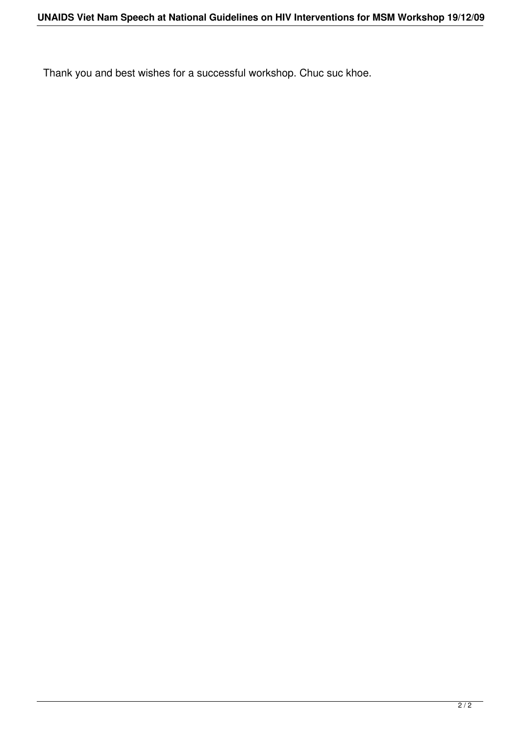Thank you and best wishes for a successful workshop. Chuc suc khoe.